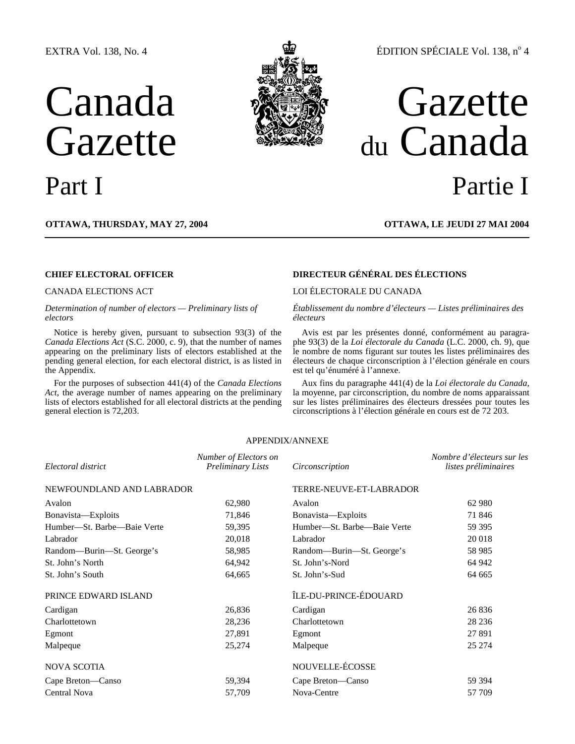EXTRA Vol. 138, No. 4 ÉDITION SPÉCIALE Vol. 138, nº 4

# Canada Gazette Part I

# Gazette du Canada Partie I

**OTTAWA, THURSDAY, MAY 27, 2004**

**OTTAWA, LE JEUDI 27 MAI 2004**

## CHIEF ELECTORAL OFFICER

CANADA ELECTIONS ACT

*Determination of number of electors — Preliminary lists of electors*

Notice is hereby given, pursuant to subsection 93(3) of the *Canada Elections Act* (S.C. 2000, c. 9), that the number of names appearing on the preliminary lists of electors established at the pending general election, for each electoral district, is as listed in the Appendix.

For the purposes of subsection 441(4) of the *Canada Elections Act*, the average number of names appearing on the preliminary lists of electors established for all electoral districts at the pending general election is 72,203.

## DIRECTEUR GÉNÉRAL DES ÉLECTIONS

LOI ÉLECTORALE DU CANADA

*Établissement du nombre d'électeurs — Listes préliminaires des électeurs*

Avis est par les présentes donné, conformément au paragraphe 93(3) de la *Loi électorale du Canada* (L.C. 2000, ch. 9), que le nombre de noms figurant sur toutes les listes préliminaires des électeurs de chaque circonscription à l'élection générale en cours est tel qu'énuméré à l'annexe.

Aux fins du paragraphe 441(4) de la *Loi électorale du Canada*, la moyenne, par circonscription, du nombre de noms apparaissant sur les listes préliminaires des électeurs dressées pour toutes les circonscriptions à l'élection générale en cours est de 72 203.

APPENDIX/ANNEXE

| *Electoral district* | *Number of Electors on Preliminary Lists* | *Circonscription* | *Nombre d'électeurs sur les listes préliminaires* |
|---|---|---|---|
| NEWFOUNDLAND AND LABRADOR | | TERRE-NEUVE-ET-LABRADOR | |
| Avalon | 62,980 | Avalon | 62 980 |
| Bonavista—Exploits | 71,846 | Bonavista—Exploits | 71 846 |
| Humber—St. Barbe—Baie Verte | 59,395 | Humber—St. Barbe—Baie Verte | 59 395 |
| Labrador | 20,018 | Labrador | 20 018 |
| Random—Burin—St. George's | 58,985 | Random—Burin—St. George's | 58 985 |
| St. John's North | 64,942 | St. John's-Nord | 64 942 |
| St. John's South | 64,665 | St. John's-Sud | 64 665 |
| PRINCE EDWARD ISLAND | | ÎLE-DU-PRINCE-ÉDOUARD | |
| Cardigan | 26,836 | Cardigan | 26 836 |
| Charlottetown | 28,236 | Charlottetown | 28 236 |
| Egmont | 27,891 | Egmont | 27 891 |
| Malpeque | 25,274 | Malpeque | 25 274 |
| NOVA SCOTIA | | NOUVELLE-ÉCOSSE | |
| Cape Breton—Canso | 59,394 | Cape Breton—Canso | 59 394 |
| Central Nova | 57,709 | Nova-Centre | 57 709 |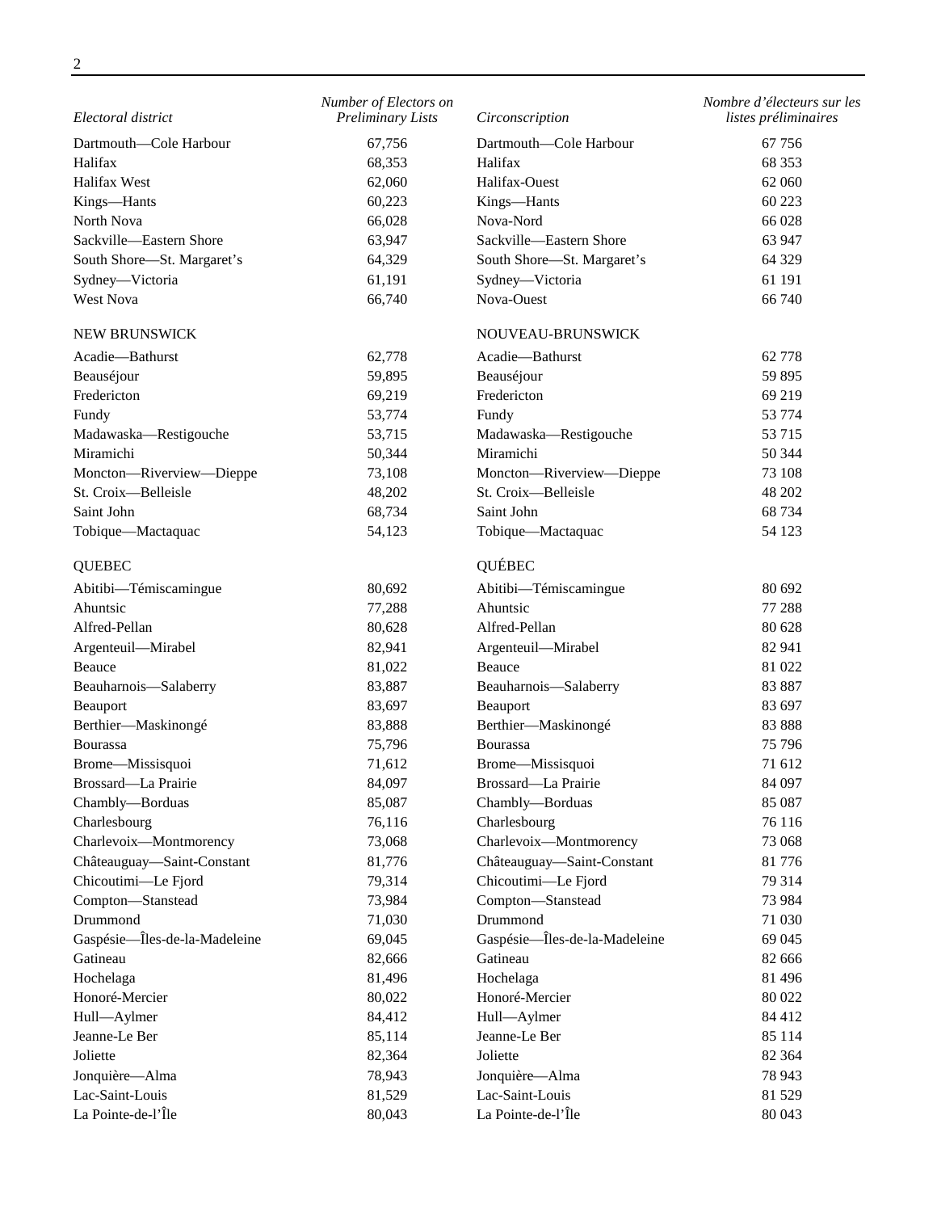| Electoral district | Number of Electors on Preliminary Lists | Circonscription | Nombre d'électeurs sur les listes préliminaires |
|---|---|---|---|
| Dartmouth—Cole Harbour | 67,756 | Dartmouth—Cole Harbour | 67 756 |
| Halifax | 68,353 | Halifax | 68 353 |
| Halifax West | 62,060 | Halifax-Ouest | 62 060 |
| Kings—Hants | 60,223 | Kings—Hants | 60 223 |
| North Nova | 66,028 | Nova-Nord | 66 028 |
| Sackville—Eastern Shore | 63,947 | Sackville—Eastern Shore | 63 947 |
| South Shore—St. Margaret's | 64,329 | South Shore—St. Margaret's | 64 329 |
| Sydney—Victoria | 61,191 | Sydney—Victoria | 61 191 |
| West Nova | 66,740 | Nova-Ouest | 66 740 |
| NEW BRUNSWICK | | NOUVEAU-BRUNSWICK | |
| Acadie—Bathurst | 62,778 | Acadie—Bathurst | 62 778 |
| Beauséjour | 59,895 | Beauséjour | 59 895 |
| Fredericton | 69,219 | Fredericton | 69 219 |
| Fundy | 53,774 | Fundy | 53 774 |
| Madawaska—Restigouche | 53,715 | Madawaska—Restigouche | 53 715 |
| Miramichi | 50,344 | Miramichi | 50 344 |
| Moncton—Riverview—Dieppe | 73,108 | Moncton—Riverview—Dieppe | 73 108 |
| St. Croix—Belleisle | 48,202 | St. Croix—Belleisle | 48 202 |
| Saint John | 68,734 | Saint John | 68 734 |
| Tobique—Mactaquac | 54,123 | Tobique—Mactaquac | 54 123 |
| QUEBEC | | QUÉBEC | |
| Abitibi—Témiscamingue | 80,692 | Abitibi—Témiscamingue | 80 692 |
| Ahuntsic | 77,288 | Ahuntsic | 77 288 |
| Alfred-Pellan | 80,628 | Alfred-Pellan | 80 628 |
| Argenteuil—Mirabel | 82,941 | Argenteuil—Mirabel | 82 941 |
| Beauce | 81,022 | Beauce | 81 022 |
| Beauharnois—Salaberry | 83,887 | Beauharnois—Salaberry | 83 887 |
| Beauport | 83,697 | Beauport | 83 697 |
| Berthier—Maskinongé | 83,888 | Berthier—Maskinongé | 83 888 |
| Bourassa | 75,796 | Bourassa | 75 796 |
| Brome—Missisquoi | 71,612 | Brome—Missisquoi | 71 612 |
| Brossard—La Prairie | 84,097 | Brossard—La Prairie | 84 097 |
| Chambly—Borduas | 85,087 | Chambly—Borduas | 85 087 |
| Charlesbourg | 76,116 | Charlesbourg | 76 116 |
| Charlevoix—Montmorency | 73,068 | Charlevoix—Montmorency | 73 068 |
| Châteauguay—Saint-Constant | 81,776 | Châteauguay—Saint-Constant | 81 776 |
| Chicoutimi—Le Fjord | 79,314 | Chicoutimi—Le Fjord | 79 314 |
| Compton—Stanstead | 73,984 | Compton—Stanstead | 73 984 |
| Drummond | 71,030 | Drummond | 71 030 |
| Gaspésie—Îles-de-la-Madeleine | 69,045 | Gaspésie—Îles-de-la-Madeleine | 69 045 |
| Gatineau | 82,666 | Gatineau | 82 666 |
| Hochelaga | 81,496 | Hochelaga | 81 496 |
| Honoré-Mercier | 80,022 | Honoré-Mercier | 80 022 |
| Hull—Aylmer | 84,412 | Hull—Aylmer | 84 412 |
| Jeanne-Le Ber | 85,114 | Jeanne-Le Ber | 85 114 |
| Joliette | 82,364 | Joliette | 82 364 |
| Jonquière—Alma | 78,943 | Jonquière—Alma | 78 943 |
| Lac-Saint-Louis | 81,529 | Lac-Saint-Louis | 81 529 |
| La Pointe-de-l'Île | 80,043 | La Pointe-de-l'Île | 80 043 |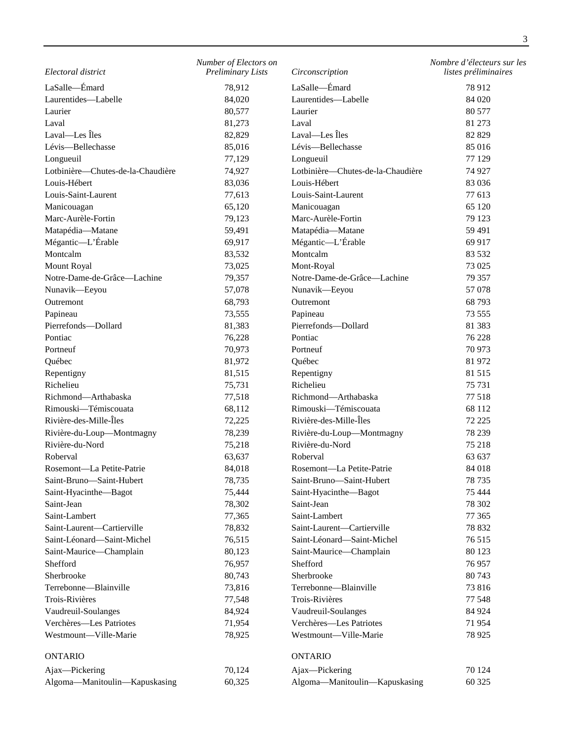| *Electoral district* | *Number of Electors on Preliminary Lists* | *Circonscription* | *Nombre d'électeurs sur les listes préliminaires* |
|---|---|---|---|
| LaSalle—Émard | 78,912 | LaSalle—Émard | 78 912 |
| Laurentides—Labelle | 84,020 | Laurentides—Labelle | 84 020 |
| Laurier | 80,577 | Laurier | 80 577 |
| Laval | 81,273 | Laval | 81 273 |
| Laval—Les Îles | 82,829 | Laval—Les Îles | 82 829 |
| Lévis—Bellechasse | 85,016 | Lévis—Bellechasse | 85 016 |
| Longueuil | 77,129 | Longueuil | 77 129 |
| Lotbinière—Chutes-de-la-Chaudière | 74,927 | Lotbinière—Chutes-de-la-Chaudière | 74 927 |
| Louis-Hébert | 83,036 | Louis-Hébert | 83 036 |
| Louis-Saint-Laurent | 77,613 | Louis-Saint-Laurent | 77 613 |
| Manicouagan | 65,120 | Manicouagan | 65 120 |
| Marc-Aurèle-Fortin | 79,123 | Marc-Aurèle-Fortin | 79 123 |
| Matapédia—Matane | 59,491 | Matapédia—Matane | 59 491 |
| Mégantic—L'Érable | 69,917 | Mégantic—L'Érable | 69 917 |
| Montcalm | 83,532 | Montcalm | 83 532 |
| Mount Royal | 73,025 | Mont-Royal | 73 025 |
| Notre-Dame-de-Grâce—Lachine | 79,357 | Notre-Dame-de-Grâce—Lachine | 79 357 |
| Nunavik—Eeyou | 57,078 | Nunavik—Eeyou | 57 078 |
| Outremont | 68,793 | Outremont | 68 793 |
| Papineau | 73,555 | Papineau | 73 555 |
| Pierrefonds—Dollard | 81,383 | Pierrefonds—Dollard | 81 383 |
| Pontiac | 76,228 | Pontiac | 76 228 |
| Portneuf | 70,973 | Portneuf | 70 973 |
| Québec | 81,972 | Québec | 81 972 |
| Repentigny | 81,515 | Repentigny | 81 515 |
| Richelieu | 75,731 | Richelieu | 75 731 |
| Richmond—Arthabaska | 77,518 | Richmond—Arthabaska | 77 518 |
| Rimouski—Témiscouata | 68,112 | Rimouski—Témiscouata | 68 112 |
| Rivière-des-Mille-Îles | 72,225 | Rivière-des-Mille-Îles | 72 225 |
| Rivière-du-Loup—Montmagny | 78,239 | Rivière-du-Loup—Montmagny | 78 239 |
| Rivière-du-Nord | 75,218 | Rivière-du-Nord | 75 218 |
| Roberval | 63,637 | Roberval | 63 637 |
| Rosemont—La Petite-Patrie | 84,018 | Rosemont—La Petite-Patrie | 84 018 |
| Saint-Bruno—Saint-Hubert | 78,735 | Saint-Bruno—Saint-Hubert | 78 735 |
| Saint-Hyacinthe—Bagot | 75,444 | Saint-Hyacinthe—Bagot | 75 444 |
| Saint-Jean | 78,302 | Saint-Jean | 78 302 |
| Saint-Lambert | 77,365 | Saint-Lambert | 77 365 |
| Saint-Laurent—Cartierville | 78,832 | Saint-Laurent—Cartierville | 78 832 |
| Saint-Léonard—Saint-Michel | 76,515 | Saint-Léonard—Saint-Michel | 76 515 |
| Saint-Maurice—Champlain | 80,123 | Saint-Maurice—Champlain | 80 123 |
| Shefford | 76,957 | Shefford | 76 957 |
| Sherbrooke | 80,743 | Sherbrooke | 80 743 |
| Terrebonne—Blainville | 73,816 | Terrebonne—Blainville | 73 816 |
| Trois-Rivières | 77,548 | Trois-Rivières | 77 548 |
| Vaudreuil-Soulanges | 84,924 | Vaudreuil-Soulanges | 84 924 |
| Verchères—Les Patriotes | 71,954 | Verchères—Les Patriotes | 71 954 |
| Westmount—Ville-Marie | 78,925 | Westmount—Ville-Marie | 78 925 |
| ONTARIO | | ONTARIO | |
| Ajax—Pickering | 70,124 | Ajax—Pickering | 70 124 |
| Algoma—Manitoulin—Kapuskasing | 60,325 | Algoma—Manitoulin—Kapuskasing | 60 325 |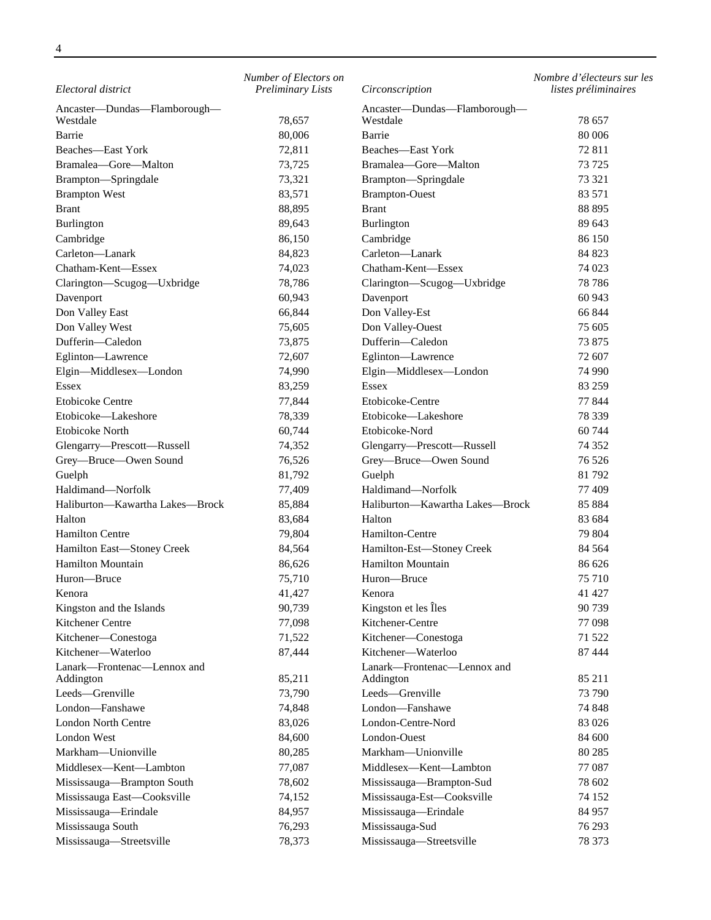| *Electoral district* | *Number of Electors on Preliminary Lists* | *Circonscription* | *Nombre d'électeurs sur les listes préliminaires* |
|---|---|---|---|
| Ancaster—Dundas—Flamborough—Westdale | 78,657 | Ancaster—Dundas—Flamborough—Westdale | 78 657 |
| Barrie | 80,006 | Barrie | 80 006 |
| Beaches—East York | 72,811 | Beaches—East York | 72 811 |
| Bramalea—Gore—Malton | 73,725 | Bramalea—Gore—Malton | 73 725 |
| Brampton—Springdale | 73,321 | Brampton—Springdale | 73 321 |
| Brampton West | 83,571 | Brampton-Ouest | 83 571 |
| Brant | 88,895 | Brant | 88 895 |
| Burlington | 89,643 | Burlington | 89 643 |
| Cambridge | 86,150 | Cambridge | 86 150 |
| Carleton—Lanark | 84,823 | Carleton—Lanark | 84 823 |
| Chatham-Kent—Essex | 74,023 | Chatham-Kent—Essex | 74 023 |
| Clarington—Scugog—Uxbridge | 78,786 | Clarington—Scugog—Uxbridge | 78 786 |
| Davenport | 60,943 | Davenport | 60 943 |
| Don Valley East | 66,844 | Don Valley-Est | 66 844 |
| Don Valley West | 75,605 | Don Valley-Ouest | 75 605 |
| Dufferin—Caledon | 73,875 | Dufferin—Caledon | 73 875 |
| Eglinton—Lawrence | 72,607 | Eglinton—Lawrence | 72 607 |
| Elgin—Middlesex—London | 74,990 | Elgin—Middlesex—London | 74 990 |
| Essex | 83,259 | Essex | 83 259 |
| Etobicoke Centre | 77,844 | Etobicoke-Centre | 77 844 |
| Etobicoke—Lakeshore | 78,339 | Etobicoke—Lakeshore | 78 339 |
| Etobicoke North | 60,744 | Etobicoke-Nord | 60 744 |
| Glengarry—Prescott—Russell | 74,352 | Glengarry—Prescott—Russell | 74 352 |
| Grey—Bruce—Owen Sound | 76,526 | Grey—Bruce—Owen Sound | 76 526 |
| Guelph | 81,792 | Guelph | 81 792 |
| Haldimand—Norfolk | 77,409 | Haldimand—Norfolk | 77 409 |
| Haliburton—Kawartha Lakes—Brock | 85,884 | Haliburton—Kawartha Lakes—Brock | 85 884 |
| Halton | 83,684 | Halton | 83 684 |
| Hamilton Centre | 79,804 | Hamilton-Centre | 79 804 |
| Hamilton East—Stoney Creek | 84,564 | Hamilton-Est—Stoney Creek | 84 564 |
| Hamilton Mountain | 86,626 | Hamilton Mountain | 86 626 |
| Huron—Bruce | 75,710 | Huron—Bruce | 75 710 |
| Kenora | 41,427 | Kenora | 41 427 |
| Kingston and the Islands | 90,739 | Kingston et les Îles | 90 739 |
| Kitchener Centre | 77,098 | Kitchener-Centre | 77 098 |
| Kitchener—Conestoga | 71,522 | Kitchener—Conestoga | 71 522 |
| Kitchener—Waterloo | 87,444 | Kitchener—Waterloo | 87 444 |
| Lanark—Frontenac—Lennox and Addington | 85,211 | Lanark—Frontenac—Lennox and Addington | 85 211 |
| Leeds—Grenville | 73,790 | Leeds—Grenville | 73 790 |
| London—Fanshawe | 74,848 | London—Fanshawe | 74 848 |
| London North Centre | 83,026 | London-Centre-Nord | 83 026 |
| London West | 84,600 | London-Ouest | 84 600 |
| Markham—Unionville | 80,285 | Markham—Unionville | 80 285 |
| Middlesex—Kent—Lambton | 77,087 | Middlesex—Kent—Lambton | 77 087 |
| Mississauga—Brampton South | 78,602 | Mississauga—Brampton-Sud | 78 602 |
| Mississauga East—Cooksville | 74,152 | Mississauga-Est—Cooksville | 74 152 |
| Mississauga—Erindale | 84,957 | Mississauga—Erindale | 84 957 |
| Mississauga South | 76,293 | Mississauga-Sud | 76 293 |
| Mississauga—Streetsville | 78,373 | Mississauga—Streetsville | 78 373 |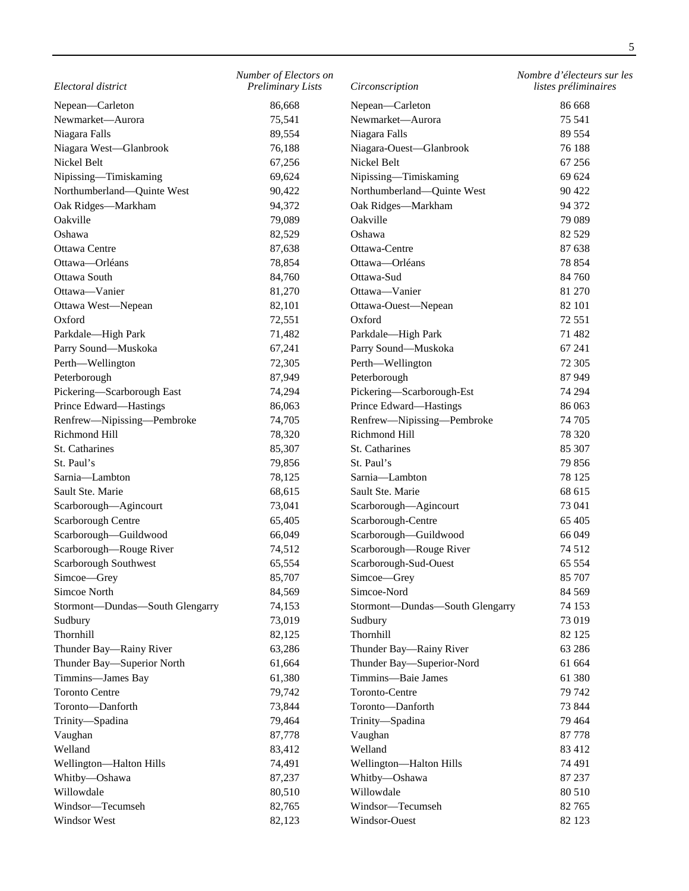| *Electoral district* | *Number of Electors on Preliminary Lists* | *Circonscription* | *Nombre d'électeurs sur les listes préliminaires* |
|---|---|---|---|
| Nepean—Carleton | 86,668 | Nepean—Carleton | 86 668 |
| Newmarket—Aurora | 75,541 | Newmarket—Aurora | 75 541 |
| Niagara Falls | 89,554 | Niagara Falls | 89 554 |
| Niagara West—Glanbrook | 76,188 | Niagara-Ouest—Glanbrook | 76 188 |
| Nickel Belt | 67,256 | Nickel Belt | 67 256 |
| Nipissing—Timiskaming | 69,624 | Nipissing—Timiskaming | 69 624 |
| Northumberland—Quinte West | 90,422 | Northumberland—Quinte West | 90 422 |
| Oak Ridges—Markham | 94,372 | Oak Ridges—Markham | 94 372 |
| Oakville | 79,089 | Oakville | 79 089 |
| Oshawa | 82,529 | Oshawa | 82 529 |
| Ottawa Centre | 87,638 | Ottawa-Centre | 87 638 |
| Ottawa—Orléans | 78,854 | Ottawa—Orléans | 78 854 |
| Ottawa South | 84,760 | Ottawa-Sud | 84 760 |
| Ottawa—Vanier | 81,270 | Ottawa—Vanier | 81 270 |
| Ottawa West—Nepean | 82,101 | Ottawa-Ouest—Nepean | 82 101 |
| Oxford | 72,551 | Oxford | 72 551 |
| Parkdale—High Park | 71,482 | Parkdale—High Park | 71 482 |
| Parry Sound—Muskoka | 67,241 | Parry Sound—Muskoka | 67 241 |
| Perth—Wellington | 72,305 | Perth—Wellington | 72 305 |
| Peterborough | 87,949 | Peterborough | 87 949 |
| Pickering—Scarborough East | 74,294 | Pickering—Scarborough-Est | 74 294 |
| Prince Edward—Hastings | 86,063 | Prince Edward—Hastings | 86 063 |
| Renfrew—Nipissing—Pembroke | 74,705 | Renfrew—Nipissing—Pembroke | 74 705 |
| Richmond Hill | 78,320 | Richmond Hill | 78 320 |
| St. Catharines | 85,307 | St. Catharines | 85 307 |
| St. Paul's | 79,856 | St. Paul's | 79 856 |
| Sarnia—Lambton | 78,125 | Sarnia—Lambton | 78 125 |
| Sault Ste. Marie | 68,615 | Sault Ste. Marie | 68 615 |
| Scarborough—Agincourt | 73,041 | Scarborough—Agincourt | 73 041 |
| Scarborough Centre | 65,405 | Scarborough-Centre | 65 405 |
| Scarborough—Guildwood | 66,049 | Scarborough—Guildwood | 66 049 |
| Scarborough—Rouge River | 74,512 | Scarborough—Rouge River | 74 512 |
| Scarborough Southwest | 65,554 | Scarborough-Sud-Ouest | 65 554 |
| Simcoe—Grey | 85,707 | Simcoe—Grey | 85 707 |
| Simcoe North | 84,569 | Simcoe-Nord | 84 569 |
| Stormont—Dundas—South Glengarry | 74,153 | Stormont—Dundas—South Glengarry | 74 153 |
| Sudbury | 73,019 | Sudbury | 73 019 |
| Thornhill | 82,125 | Thornhill | 82 125 |
| Thunder Bay—Rainy River | 63,286 | Thunder Bay—Rainy River | 63 286 |
| Thunder Bay—Superior North | 61,664 | Thunder Bay—Superior-Nord | 61 664 |
| Timmins—James Bay | 61,380 | Timmins—Baie James | 61 380 |
| Toronto Centre | 79,742 | Toronto-Centre | 79 742 |
| Toronto—Danforth | 73,844 | Toronto—Danforth | 73 844 |
| Trinity—Spadina | 79,464 | Trinity—Spadina | 79 464 |
| Vaughan | 87,778 | Vaughan | 87 778 |
| Welland | 83,412 | Welland | 83 412 |
| Wellington—Halton Hills | 74,491 | Wellington—Halton Hills | 74 491 |
| Whitby—Oshawa | 87,237 | Whitby—Oshawa | 87 237 |
| Willowdale | 80,510 | Willowdale | 80 510 |
| Windsor—Tecumseh | 82,765 | Windsor—Tecumseh | 82 765 |
| Windsor West | 82,123 | Windsor-Ouest | 82 123 |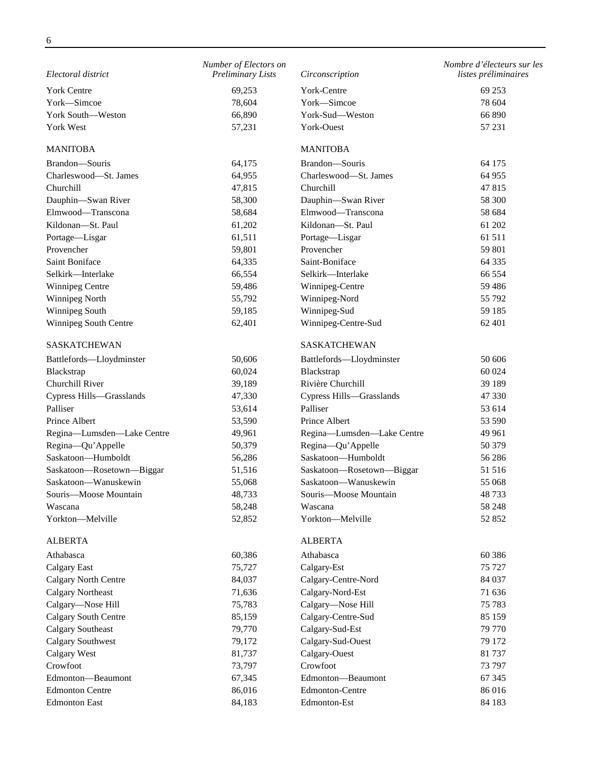| Electoral district | Number of Electors on Preliminary Lists | Circonscription | Nombre d'électeurs sur les listes préliminaires |
|---|---|---|---|
| York Centre | 69,253 | York-Centre | 69 253 |
| York—Simcoe | 78,604 | York—Simcoe | 78 604 |
| York South—Weston | 66,890 | York-Sud—Weston | 66 890 |
| York West | 57,231 | York-Ouest | 57 231 |
| MANITOBA | | MANITOBA | |
| Brandon—Souris | 64,175 | Brandon—Souris | 64 175 |
| Charleswood—St. James | 64,955 | Charleswood—St. James | 64 955 |
| Churchill | 47,815 | Churchill | 47 815 |
| Dauphin—Swan River | 58,300 | Dauphin—Swan River | 58 300 |
| Elmwood—Transcona | 58,684 | Elmwood—Transcona | 58 684 |
| Kildonan—St. Paul | 61,202 | Kildonan—St. Paul | 61 202 |
| Portage—Lisgar | 61,511 | Portage—Lisgar | 61 511 |
| Provencher | 59,801 | Provencher | 59 801 |
| Saint Boniface | 64,335 | Saint-Boniface | 64 335 |
| Selkirk—Interlake | 66,554 | Selkirk—Interlake | 66 554 |
| Winnipeg Centre | 59,486 | Winnipeg-Centre | 59 486 |
| Winnipeg North | 55,792 | Winnipeg-Nord | 55 792 |
| Winnipeg South | 59,185 | Winnipeg-Sud | 59 185 |
| Winnipeg South Centre | 62,401 | Winnipeg-Centre-Sud | 62 401 |
| SASKATCHEWAN | | SASKATCHEWAN | |
| Battlefords—Lloydminster | 50,606 | Battlefords—Lloydminster | 50 606 |
| Blackstrap | 60,024 | Blackstrap | 60 024 |
| Churchill River | 39,189 | Rivière Churchill | 39 189 |
| Cypress Hills—Grasslands | 47,330 | Cypress Hills—Grasslands | 47 330 |
| Palliser | 53,614 | Palliser | 53 614 |
| Prince Albert | 53,590 | Prince Albert | 53 590 |
| Regina—Lumsden—Lake Centre | 49,961 | Regina—Lumsden—Lake Centre | 49 961 |
| Regina—Qu'Appelle | 50,379 | Regina—Qu'Appelle | 50 379 |
| Saskatoon—Humboldt | 56,286 | Saskatoon—Humboldt | 56 286 |
| Saskatoon—Rosetown—Biggar | 51,516 | Saskatoon—Rosetown—Biggar | 51 516 |
| Saskatoon—Wanuskewin | 55,068 | Saskatoon—Wanuskewin | 55 068 |
| Souris—Moose Mountain | 48,733 | Souris—Moose Mountain | 48 733 |
| Wascana | 58,248 | Wascana | 58 248 |
| Yorkton—Melville | 52,852 | Yorkton—Melville | 52 852 |
| ALBERTA | | ALBERTA | |
| Athabasca | 60,386 | Athabasca | 60 386 |
| Calgary East | 75,727 | Calgary-Est | 75 727 |
| Calgary North Centre | 84,037 | Calgary-Centre-Nord | 84 037 |
| Calgary Northeast | 71,636 | Calgary-Nord-Est | 71 636 |
| Calgary—Nose Hill | 75,783 | Calgary—Nose Hill | 75 783 |
| Calgary South Centre | 85,159 | Calgary-Centre-Sud | 85 159 |
| Calgary Southeast | 79,770 | Calgary-Sud-Est | 79 770 |
| Calgary Southwest | 79,172 | Calgary-Sud-Ouest | 79 172 |
| Calgary West | 81,737 | Calgary-Ouest | 81 737 |
| Crowfoot | 73,797 | Crowfoot | 73 797 |
| Edmonton—Beaumont | 67,345 | Edmonton—Beaumont | 67 345 |
| Edmonton Centre | 86,016 | Edmonton-Centre | 86 016 |
| Edmonton East | 84,183 | Edmonton-Est | 84 183 |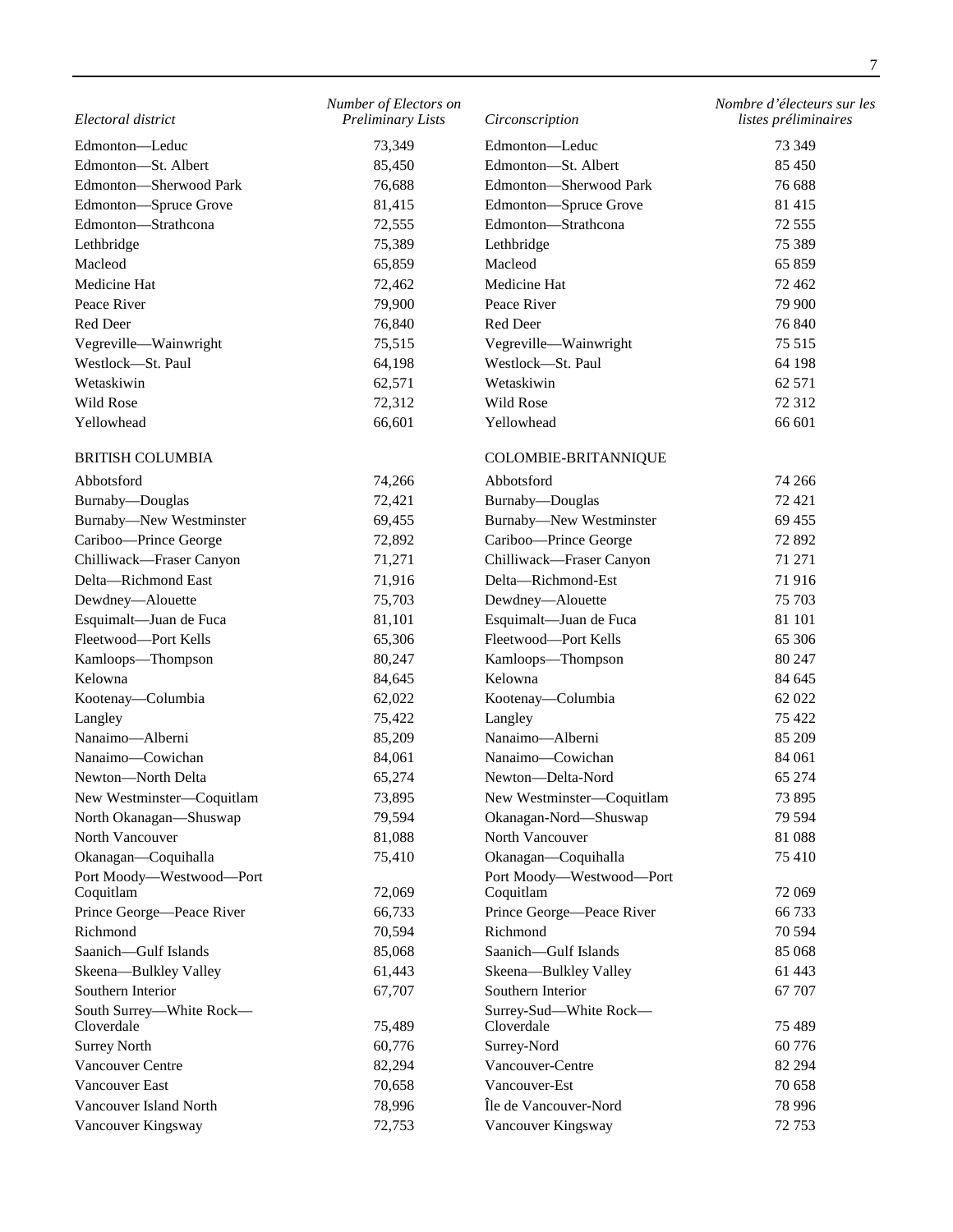| *Electoral district* | *Number of Electors on Preliminary Lists* | *Circonscription* | *Nombre d'électeurs sur les listes préliminaires* |
|---|---|---|---|
| Edmonton—Leduc | 73,349 | Edmonton—Leduc | 73 349 |
| Edmonton—St. Albert | 85,450 | Edmonton—St. Albert | 85 450 |
| Edmonton—Sherwood Park | 76,688 | Edmonton—Sherwood Park | 76 688 |
| Edmonton—Spruce Grove | 81,415 | Edmonton—Spruce Grove | 81 415 |
| Edmonton—Strathcona | 72,555 | Edmonton—Strathcona | 72 555 |
| Lethbridge | 75,389 | Lethbridge | 75 389 |
| Macleod | 65,859 | Macleod | 65 859 |
| Medicine Hat | 72,462 | Medicine Hat | 72 462 |
| Peace River | 79,900 | Peace River | 79 900 |
| Red Deer | 76,840 | Red Deer | 76 840 |
| Vegreville—Wainwright | 75,515 | Vegreville—Wainwright | 75 515 |
| Westlock—St. Paul | 64,198 | Westlock—St. Paul | 64 198 |
| Wetaskiwin | 62,571 | Wetaskiwin | 62 571 |
| Wild Rose | 72,312 | Wild Rose | 72 312 |
| Yellowhead | 66,601 | Yellowhead | 66 601 |
| BRITISH COLUMBIA | | COLOMBIE-BRITANNIQUE | |
| Abbotsford | 74,266 | Abbotsford | 74 266 |
| Burnaby—Douglas | 72,421 | Burnaby—Douglas | 72 421 |
| Burnaby—New Westminster | 69,455 | Burnaby—New Westminster | 69 455 |
| Cariboo—Prince George | 72,892 | Cariboo—Prince George | 72 892 |
| Chilliwack—Fraser Canyon | 71,271 | Chilliwack—Fraser Canyon | 71 271 |
| Delta—Richmond East | 71,916 | Delta—Richmond-Est | 71 916 |
| Dewdney—Alouette | 75,703 | Dewdney—Alouette | 75 703 |
| Esquimalt—Juan de Fuca | 81,101 | Esquimalt—Juan de Fuca | 81 101 |
| Fleetwood—Port Kells | 65,306 | Fleetwood—Port Kells | 65 306 |
| Kamloops—Thompson | 80,247 | Kamloops—Thompson | 80 247 |
| Kelowna | 84,645 | Kelowna | 84 645 |
| Kootenay—Columbia | 62,022 | Kootenay—Columbia | 62 022 |
| Langley | 75,422 | Langley | 75 422 |
| Nanaimo—Alberni | 85,209 | Nanaimo—Alberni | 85 209 |
| Nanaimo—Cowichan | 84,061 | Nanaimo—Cowichan | 84 061 |
| Newton—North Delta | 65,274 | Newton—Delta-Nord | 65 274 |
| New Westminster—Coquitlam | 73,895 | New Westminster—Coquitlam | 73 895 |
| North Okanagan—Shuswap | 79,594 | Okanagan-Nord—Shuswap | 79 594 |
| North Vancouver | 81,088 | North Vancouver | 81 088 |
| Okanagan—Coquihalla | 75,410 | Okanagan—Coquihalla | 75 410 |
| Port Moody—Westwood—Port Coquitlam | 72,069 | Port Moody—Westwood—Port Coquitlam | 72 069 |
| Prince George—Peace River | 66,733 | Prince George—Peace River | 66 733 |
| Richmond | 70,594 | Richmond | 70 594 |
| Saanich—Gulf Islands | 85,068 | Saanich—Gulf Islands | 85 068 |
| Skeena—Bulkley Valley | 61,443 | Skeena—Bulkley Valley | 61 443 |
| Southern Interior | 67,707 | Southern Interior | 67 707 |
| South Surrey—White Rock—Cloverdale | 75,489 | Surrey-Sud—White Rock—Cloverdale | 75 489 |
| Surrey North | 60,776 | Surrey-Nord | 60 776 |
| Vancouver Centre | 82,294 | Vancouver-Centre | 82 294 |
| Vancouver East | 70,658 | Vancouver-Est | 70 658 |
| Vancouver Island North | 78,996 | Île de Vancouver-Nord | 78 996 |
| Vancouver Kingsway | 72,753 | Vancouver Kingsway | 72 753 |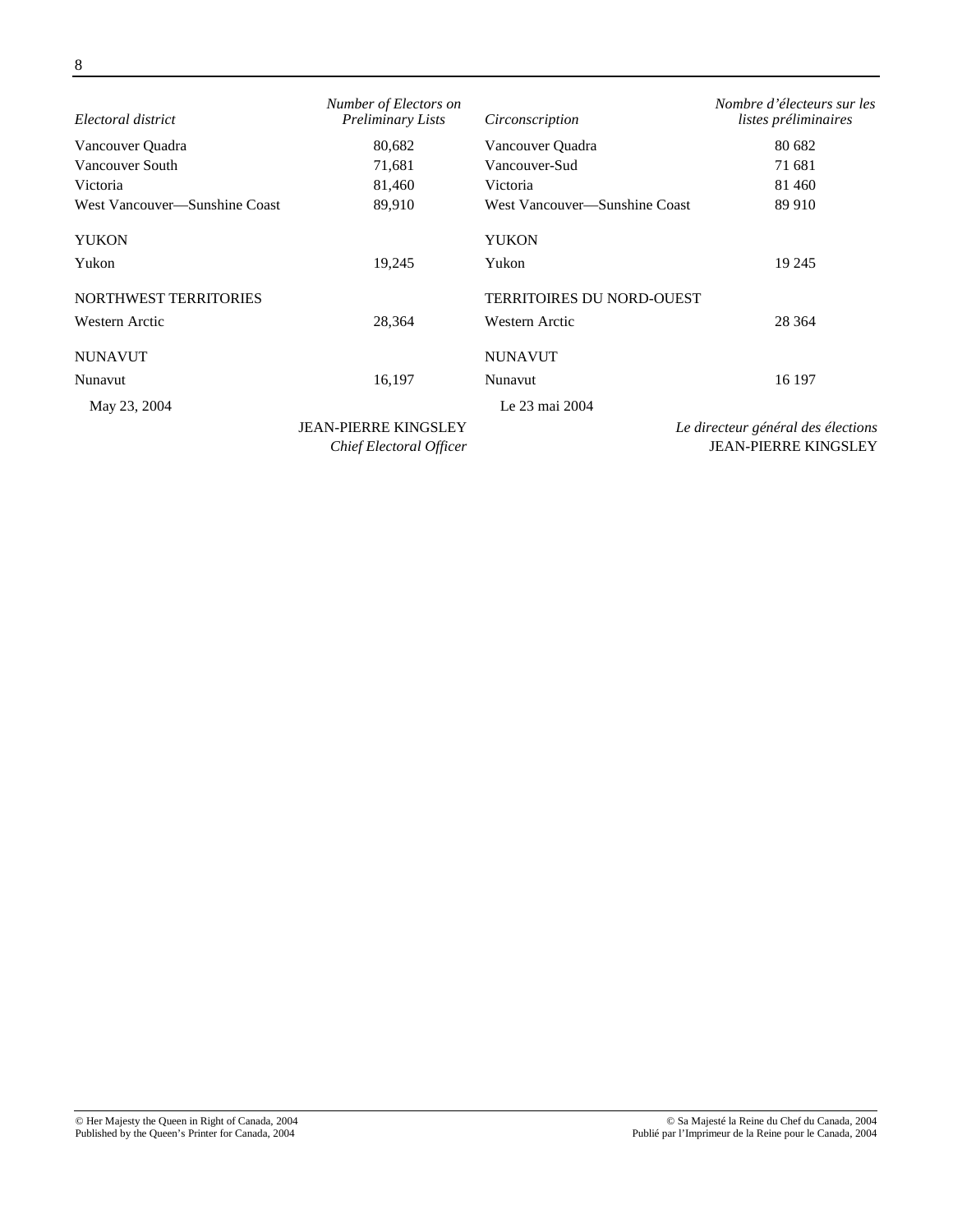| Electoral district | Number of Electors on Preliminary Lists | Circonscription | Nombre d'électeurs sur les listes préliminaires |
|---|---|---|---|
| Vancouver Quadra | 80,682 | Vancouver Quadra | 80 682 |
| Vancouver South | 71,681 | Vancouver-Sud | 71 681 |
| Victoria | 81,460 | Victoria | 81 460 |
| West Vancouver—Sunshine Coast | 89,910 | West Vancouver—Sunshine Coast | 89 910 |
| YUKON | | YUKON | |
| Yukon | 19,245 | Yukon | 19 245 |
| NORTHWEST TERRITORIES | | TERRITOIRES DU NORD-OUEST | |
| Western Arctic | 28,364 | Western Arctic | 28 364 |
| NUNAVUT | | NUNAVUT | |
| Nunavut | 16,197 | Nunavut | 16 197 |

May 23, 2004

JEAN-PIERRE KINGSLEY
*Chief Electoral Officer*

Le 23 mai 2004

*Le directeur général des élections*
JEAN-PIERRE KINGSLEY

© Her Majesty the Queen in Right of Canada, 2004
Published by the Queen's Printer for Canada, 2004

© Sa Majesté la Reine du Chef du Canada, 2004
Publié par l'Imprimeur de la Reine pour le Canada, 2004